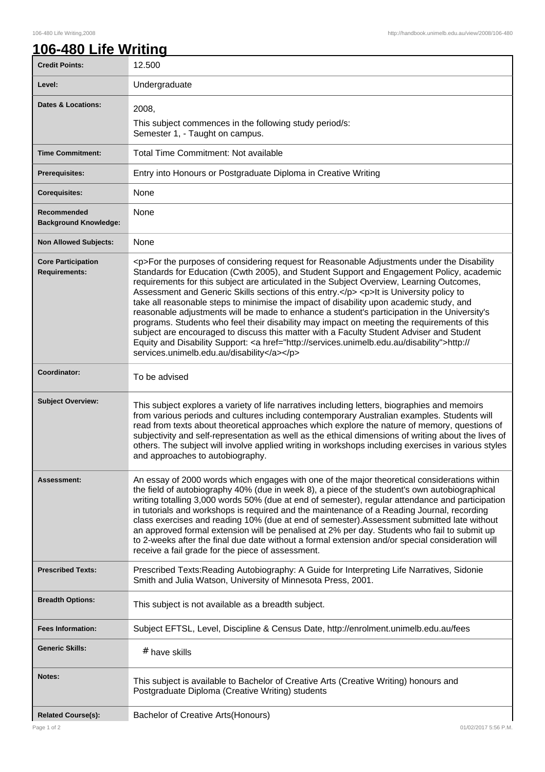# 106-480 Life Writing

| | |
|---|---|
| **Credit Points:** | 12.500 |
| **Level:** | Undergraduate |
| **Dates & Locations:** | 2008,<br>This subject commences in the following study period/s:<br>Semester 1, - Taught on campus. |
| **Time Commitment:** | Total Time Commitment: Not available |
| **Prerequisites:** | Entry into Honours or Postgraduate Diploma in Creative Writing |
| **Corequisites:** | None |
| **Recommended Background Knowledge:** | None |
| **Non Allowed Subjects:** | None |
| **Core Participation Requirements:** | <p>For the purposes of considering request for Reasonable Adjustments under the Disability Standards for Education (Cwth 2005), and Student Support and Engagement Policy, academic requirements for this subject are articulated in the Subject Overview, Learning Outcomes, Assessment and Generic Skills sections of this entry.</p> <p>It is University policy to take all reasonable steps to minimise the impact of disability upon academic study, and reasonable adjustments will be made to enhance a student's participation in the University's programs. Students who feel their disability may impact on meeting the requirements of this subject are encouraged to discuss this matter with a Faculty Student Adviser and Student Equity and Disability Support: <a href="http://services.unimelb.edu.au/disability">http://services.unimelb.edu.au/disability</a></p> |
| **Coordinator:** | To be advised |
| **Subject Overview:** | This subject explores a variety of life narratives including letters, biographies and memoirs from various periods and cultures including contemporary Australian examples. Students will read from texts about theoretical approaches which explore the nature of memory, questions of subjectivity and self-representation as well as the ethical dimensions of writing about the lives of others. The subject will involve applied writing in workshops including exercises in various styles and approaches to autobiography. |
| **Assessment:** | An essay of 2000 words which engages with one of the major theoretical considerations within the field of autobiography 40% (due in week 8), a piece of the student's own autobiographical writing totalling 3,000 words 50% (due at end of semester), regular attendance and participation in tutorials and workshops is required and the maintenance of a Reading Journal, recording class exercises and reading 10% (due at end of semester).Assessment submitted late without an approved formal extension will be penalised at 2% per day. Students who fail to submit up to 2-weeks after the final due date without a formal extension and/or special consideration will receive a fail grade for the piece of assessment. |
| **Prescribed Texts:** | Prescribed Texts:Reading Autobiography: A Guide for Interpreting Life Narratives, Sidonie Smith and Julia Watson, University of Minnesota Press, 2001. |
| **Breadth Options:** | This subject is not available as a breadth subject. |
| **Fees Information:** | Subject EFTSL, Level, Discipline & Census Date, http://enrolment.unimelb.edu.au/fees |
| **Generic Skills:** | # have skills |
| **Notes:** | This subject is available to Bachelor of Creative Arts (Creative Writing) honours and Postgraduate Diploma (Creative Writing) students |
| **Related Course(s):** | Bachelor of Creative Arts(Honours) |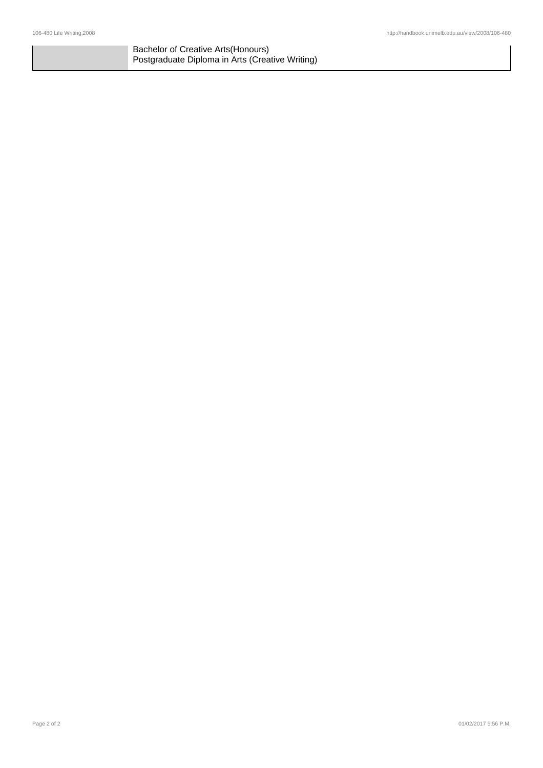| | |
|---|---|
| | Bachelor of Creative Arts(Honours)<br>Postgraduate Diploma in Arts (Creative Writing) |